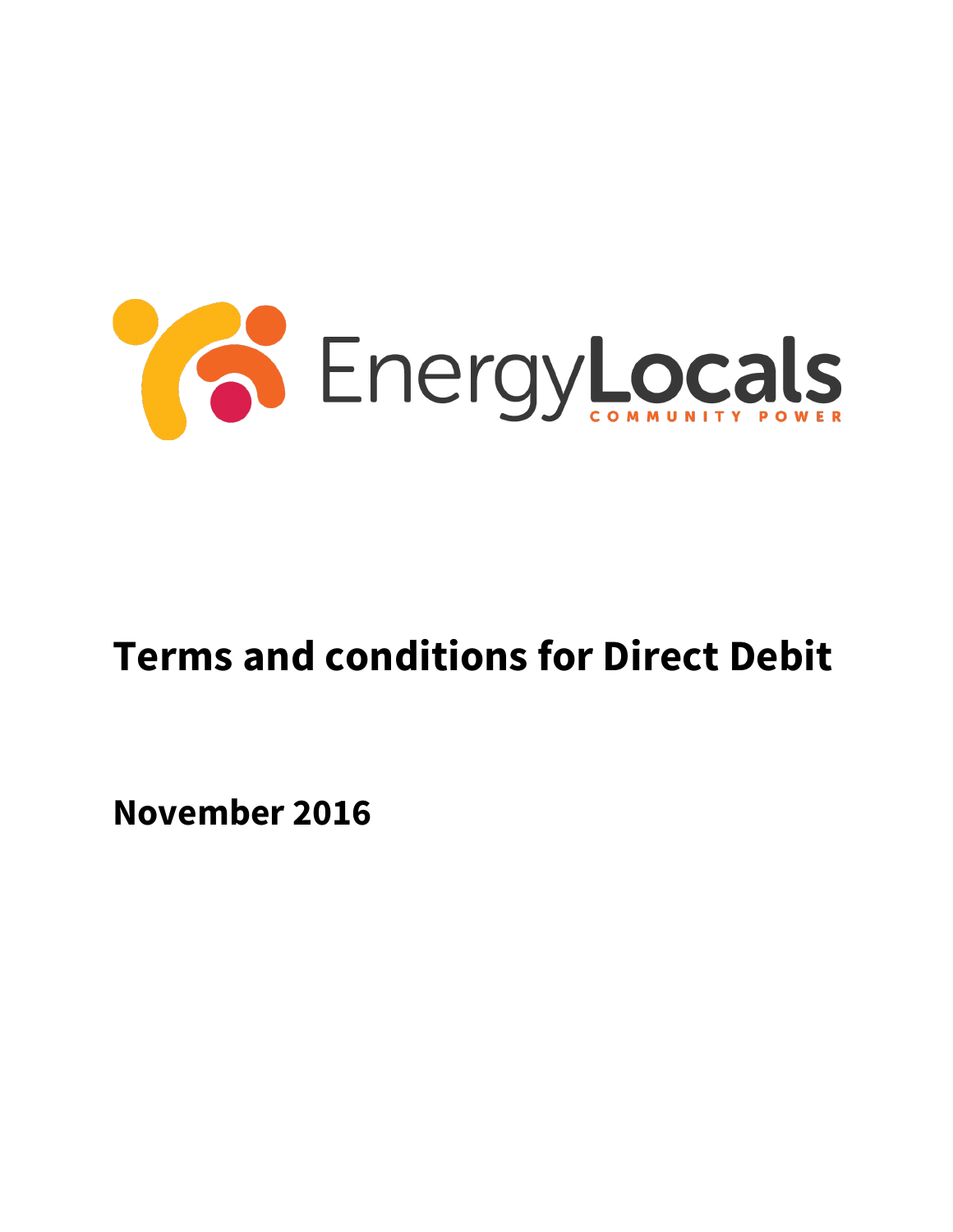EnergyLocals

COMMUNITY POWER

# Terms and conditions for Direct Debit

## November 2016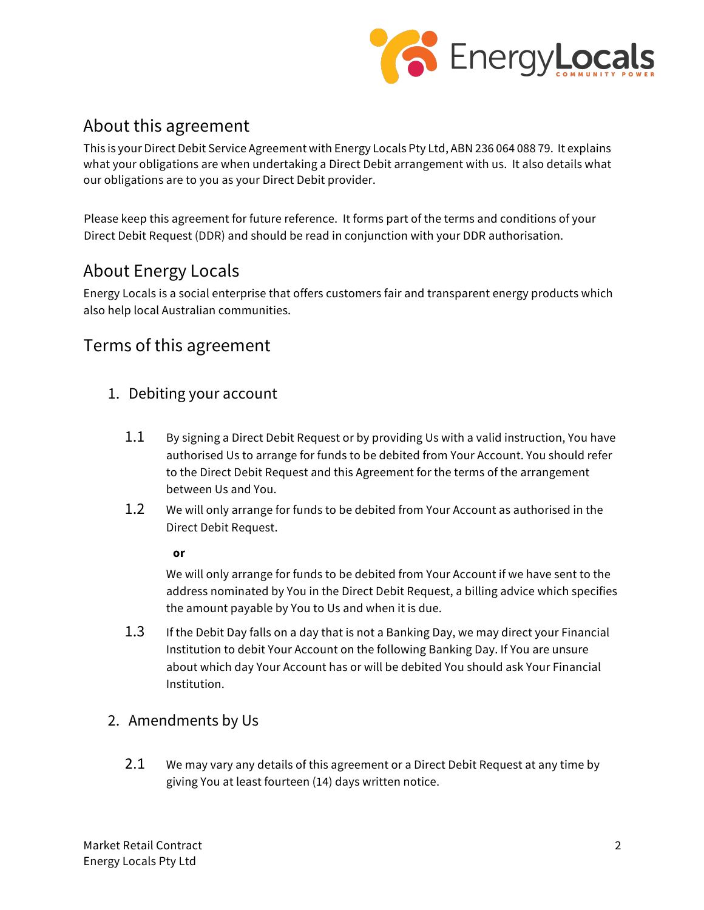## About this agreement

This is your Direct Debit Service Agreement with Energy Locals Pty Ltd, ABN 236 064 088 79. It explains what your obligations are when undertaking a Direct Debit arrangement with us. It also details what our obligations are to you as your Direct Debit provider.

Please keep this agreement for future reference. It forms part of the terms and conditions of your Direct Debit Request (DDR) and should be read in conjunction with your DDR authorisation.

## About Energy Locals

Energy Locals is a social enterprise that offers customers fair and transparent energy products which also help local Australian communities.

## Terms of this agreement

### 1. Debiting your account

1.1 By signing a Direct Debit Request or by providing Us with a valid instruction, You have authorised Us to arrange for funds to be debited from Your Account. You should refer to the Direct Debit Request and this Agreement for the terms of the arrangement between Us and You.

1.2 We will only arrange for funds to be debited from Your Account as authorised in the Direct Debit Request.

**or**

We will only arrange for funds to be debited from Your Account if we have sent to the address nominated by You in the Direct Debit Request, a billing advice which specifies the amount payable by You to Us and when it is due.

1.3 If the Debit Day falls on a day that is not a Banking Day, we may direct your Financial Institution to debit Your Account on the following Banking Day. If You are unsure about which day Your Account has or will be debited You should ask Your Financial Institution.

### 2. Amendments by Us

2.1 We may vary any details of this agreement or a Direct Debit Request at any time by giving You at least fourteen (14) days written notice.

Market Retail Contract
Energy Locals Pty Ltd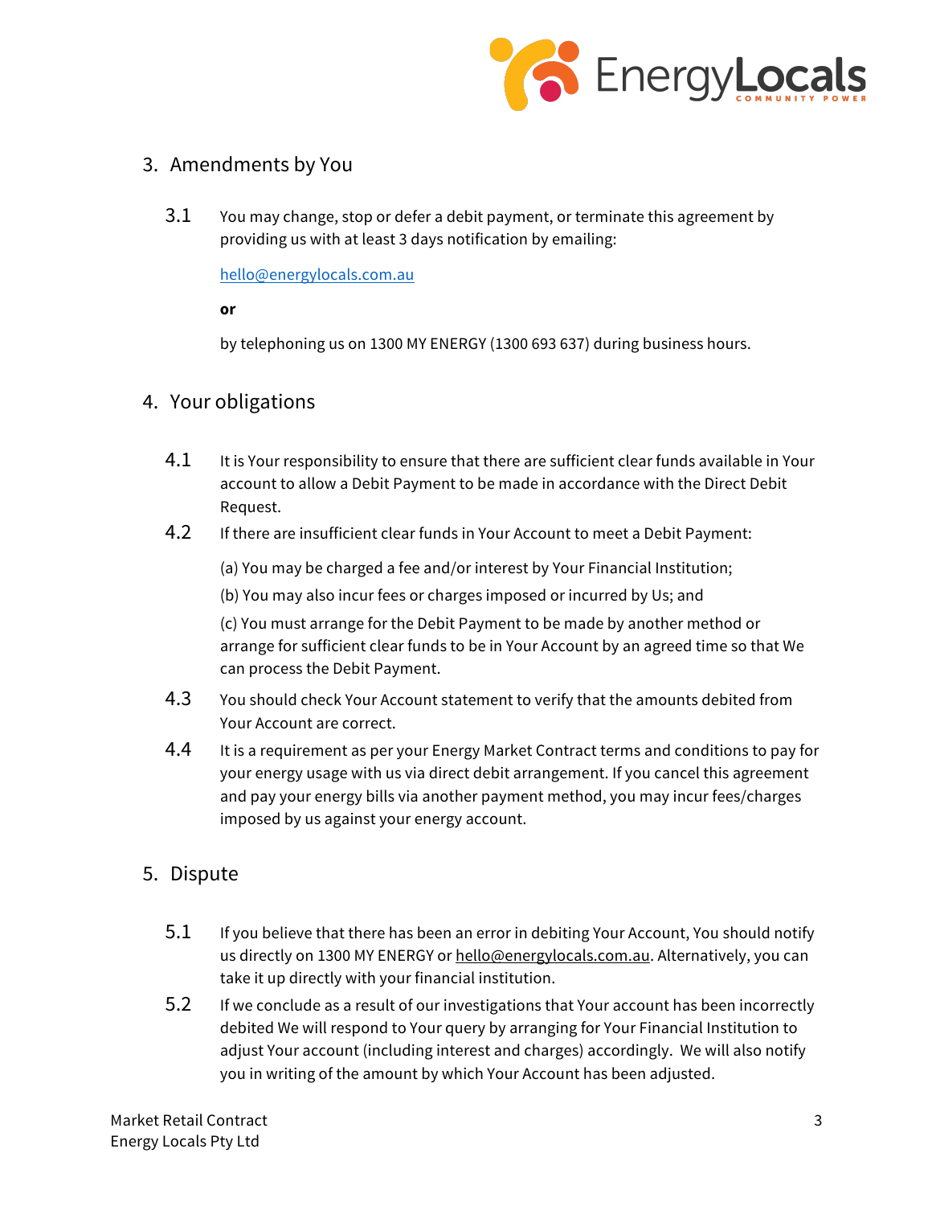## 3. Amendments by You

3.1 You may change, stop or defer a debit payment, or terminate this agreement by providing us with at least 3 days notification by emailing:

hello@energylocals.com.au

**or**

by telephoning us on 1300 MY ENERGY (1300 693 637) during business hours.

## 4. Your obligations

4.1 It is Your responsibility to ensure that there are sufficient clear funds available in Your account to allow a Debit Payment to be made in accordance with the Direct Debit Request.

4.2 If there are insufficient clear funds in Your Account to meet a Debit Payment:

(a) You may be charged a fee and/or interest by Your Financial Institution;

(b) You may also incur fees or charges imposed or incurred by Us; and

(c) You must arrange for the Debit Payment to be made by another method or arrange for sufficient clear funds to be in Your Account by an agreed time so that We can process the Debit Payment.

4.3 You should check Your Account statement to verify that the amounts debited from Your Account are correct.

4.4 It is a requirement as per your Energy Market Contract terms and conditions to pay for your energy usage with us via direct debit arrangement. If you cancel this agreement and pay your energy bills via another payment method, you may incur fees/charges imposed by us against your energy account.

## 5. Dispute

5.1 If you believe that there has been an error in debiting Your Account, You should notify us directly on 1300 MY ENERGY or hello@energylocals.com.au. Alternatively, you can take it up directly with your financial institution.

5.2 If we conclude as a result of our investigations that Your account has been incorrectly debited We will respond to Your query by arranging for Your Financial Institution to adjust Your account (including interest and charges) accordingly. We will also notify you in writing of the amount by which Your Account has been adjusted.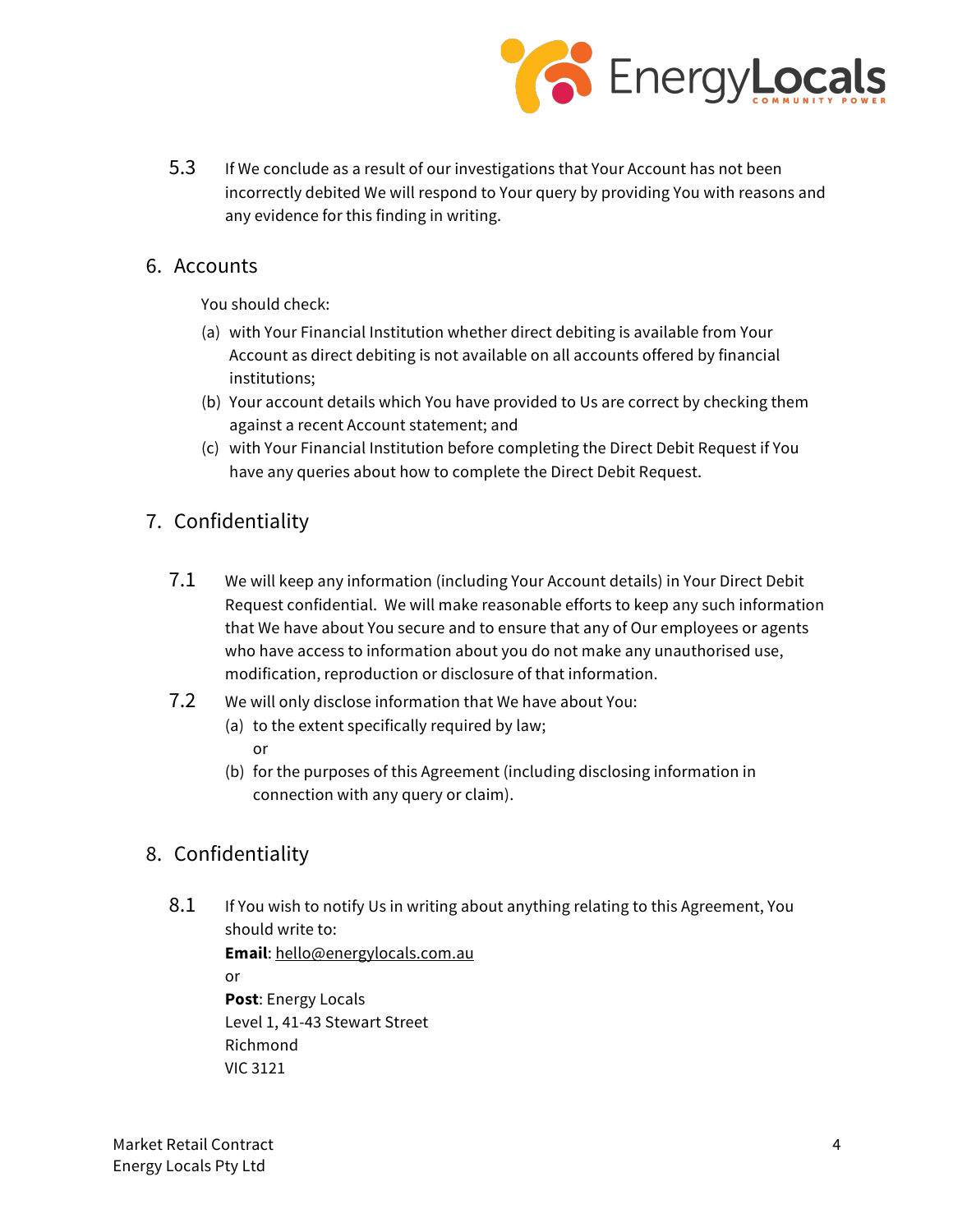5.3 If We conclude as a result of our investigations that Your Account has not been incorrectly debited We will respond to Your query by providing You with reasons and any evidence for this finding in writing.

## 6. Accounts

You should check:

(a) with Your Financial Institution whether direct debiting is available from Your Account as direct debiting is not available on all accounts offered by financial institutions;

(b) Your account details which You have provided to Us are correct by checking them against a recent Account statement; and

(c) with Your Financial Institution before completing the Direct Debit Request if You have any queries about how to complete the Direct Debit Request.

## 7. Confidentiality

7.1 We will keep any information (including Your Account details) in Your Direct Debit Request confidential. We will make reasonable efforts to keep any such information that We have about You secure and to ensure that any of Our employees or agents who have access to information about you do not make any unauthorised use, modification, reproduction or disclosure of that information.

7.2 We will only disclose information that We have about You:

(a) to the extent specifically required by law;

or

(b) for the purposes of this Agreement (including disclosing information in connection with any query or claim).

## 8. Confidentiality

8.1 If You wish to notify Us in writing about anything relating to this Agreement, You should write to:

**Email**: hello@energylocals.com.au

or

**Post**: Energy Locals
Level 1, 41-43 Stewart Street
Richmond
VIC 3121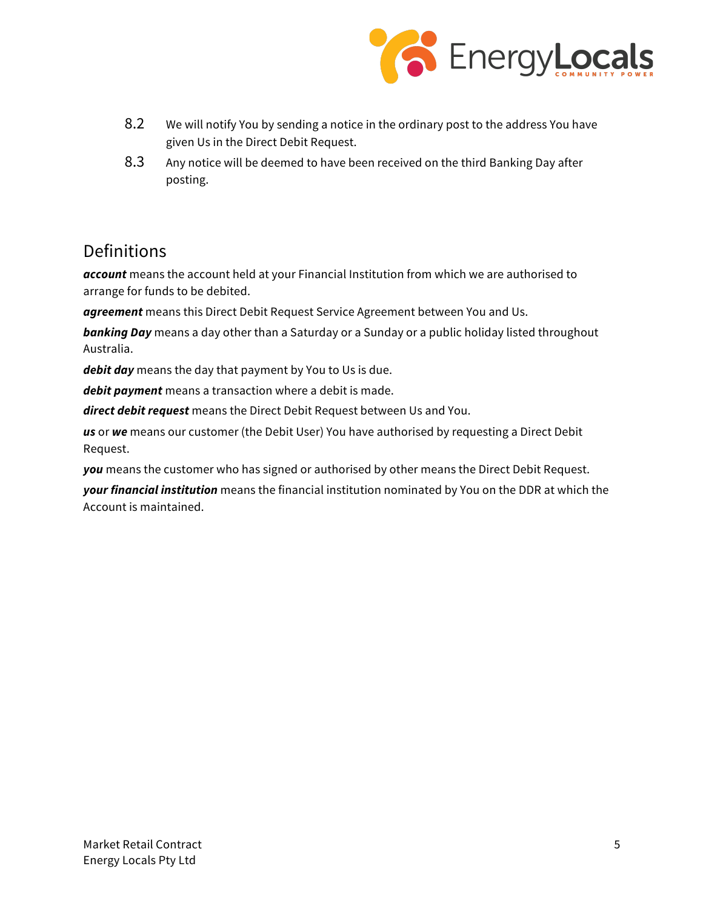8.2 We will notify You by sending a notice in the ordinary post to the address You have given Us in the Direct Debit Request.

8.3 Any notice will be deemed to have been received on the third Banking Day after posting.

## Definitions

***account*** means the account held at your Financial Institution from which we are authorised to arrange for funds to be debited.

***agreement*** means this Direct Debit Request Service Agreement between You and Us.

***banking Day*** means a day other than a Saturday or a Sunday or a public holiday listed throughout Australia.

***debit day*** means the day that payment by You to Us is due.

***debit payment*** means a transaction where a debit is made.

***direct debit request*** means the Direct Debit Request between Us and You.

***us*** or ***we*** means our customer (the Debit User) You have authorised by requesting a Direct Debit Request.

***you*** means the customer who has signed or authorised by other means the Direct Debit Request.

***your financial institution*** means the financial institution nominated by You on the DDR at which the Account is maintained.